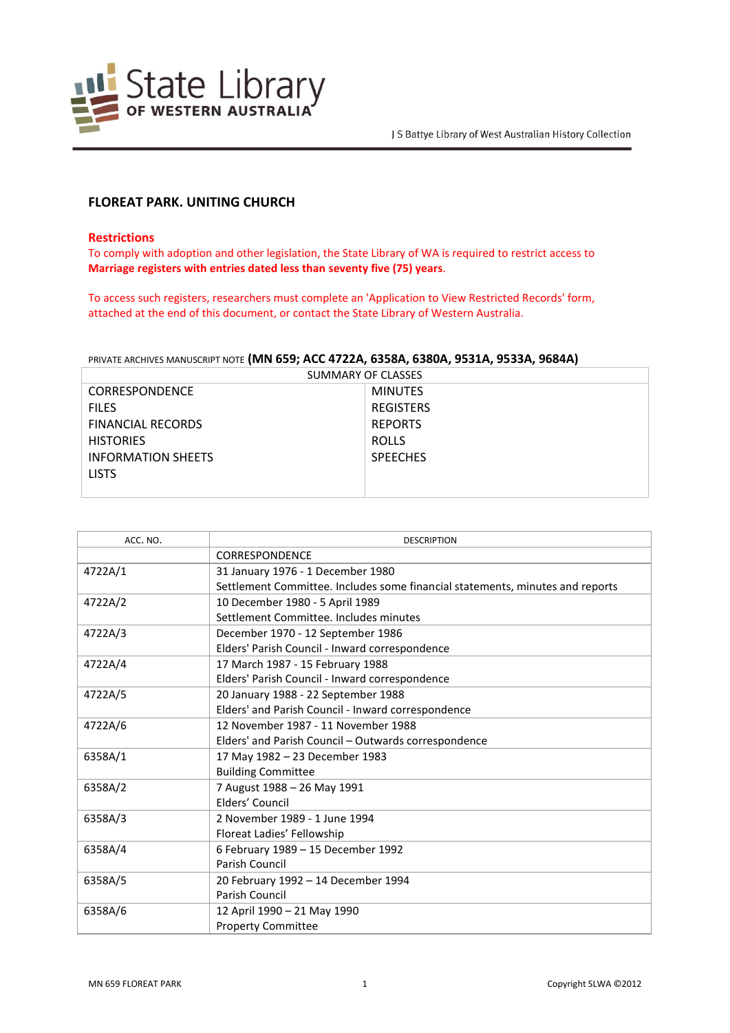J S Battye Library of West Australian History Collection

# FLOREAT PARK. UNITING CHURCH

## Restrictions

To comply with adoption and other legislation, the State Library of WA is required to restrict access to **Marriage registers with entries dated less than seventy five (75) years**.

To access such registers, researchers must complete an 'Application to View Restricted Records' form, attached at the end of this document, or contact the State Library of Western Australia.

PRIVATE ARCHIVES MANUSCRIPT NOTE **(MN 659; ACC 4722A, 6358A, 6380A, 9531A, 9533A, 9684A)**

| SUMMARY OF CLASSES | |
|---|---|
| CORRESPONDENCE | MINUTES |
| FILES | REGISTERS |
| FINANCIAL RECORDS | REPORTS |
| HISTORIES | ROLLS |
| INFORMATION SHEETS | SPEECHES |
| LISTS | |

| ACC. NO. | DESCRIPTION |
|---|---|
| | CORRESPONDENCE |
| 4722A/1 | 31 January 1976 - 1 December 1980<br>Settlement Committee. Includes some financial statements, minutes and reports |
| 4722A/2 | 10 December 1980 - 5 April 1989<br>Settlement Committee. Includes minutes |
| 4722A/3 | December 1970 - 12 September 1986<br>Elders' Parish Council - Inward correspondence |
| 4722A/4 | 17 March 1987 - 15 February 1988<br>Elders' Parish Council - Inward correspondence |
| 4722A/5 | 20 January 1988 - 22 September 1988<br>Elders' and Parish Council - Inward correspondence |
| 4722A/6 | 12 November 1987 - 11 November 1988<br>Elders' and Parish Council – Outwards correspondence |
| 6358A/1 | 17 May 1982 – 23 December 1983<br>Building Committee |
| 6358A/2 | 7 August 1988 – 26 May 1991<br>Elders' Council |
| 6358A/3 | 2 November 1989 - 1 June 1994<br>Floreat Ladies' Fellowship |
| 6358A/4 | 6 February 1989 – 15 December 1992<br>Parish Council |
| 6358A/5 | 20 February 1992 – 14 December 1994<br>Parish Council |
| 6358A/6 | 12 April 1990 – 21 May 1990<br>Property Committee |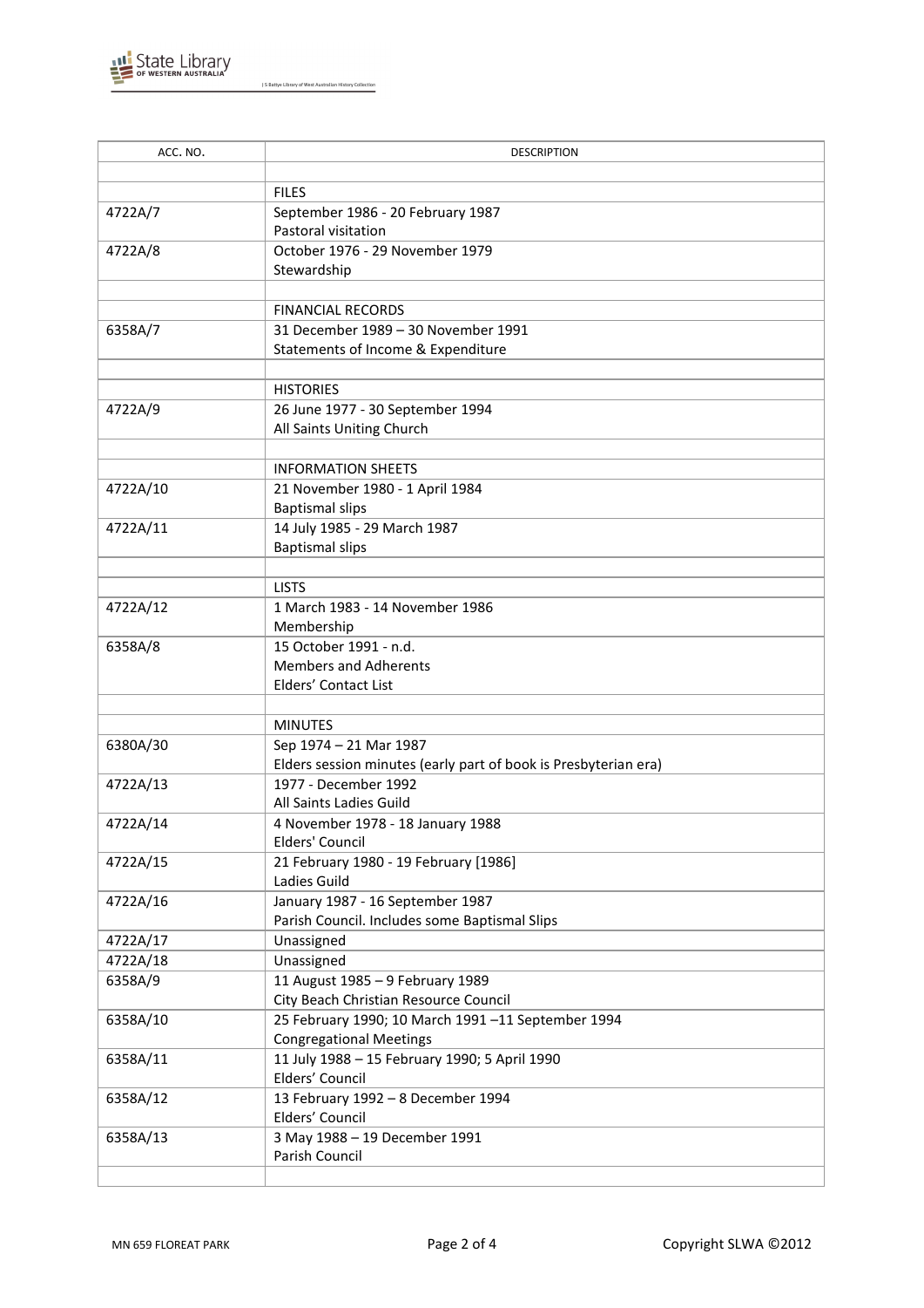| ACC. NO. | DESCRIPTION |
|---|---|
| | |
| | FILES |
| 4722A/7 | September 1986 - 20 February 1987<br>Pastoral visitation |
| 4722A/8 | October 1976 - 29 November 1979<br>Stewardship |
| | |
| | FINANCIAL RECORDS |
| 6358A/7 | 31 December 1989 – 30 November 1991<br>Statements of Income & Expenditure |
| | |
| | HISTORIES |
| 4722A/9 | 26 June 1977 - 30 September 1994<br>All Saints Uniting Church |
| | |
| | INFORMATION SHEETS |
| 4722A/10 | 21 November 1980 - 1 April 1984<br>Baptismal slips |
| 4722A/11 | 14 July 1985 - 29 March 1987<br>Baptismal slips |
| | |
| | LISTS |
| 4722A/12 | 1 March 1983 - 14 November 1986<br>Membership |
| 6358A/8 | 15 October 1991 - n.d.<br>Members and Adherents<br>Elders' Contact List |
| | |
| | MINUTES |
| 6380A/30 | Sep 1974 – 21 Mar 1987<br>Elders session minutes (early part of book is Presbyterian era) |
| 4722A/13 | 1977 - December 1992<br>All Saints Ladies Guild |
| 4722A/14 | 4 November 1978 - 18 January 1988<br>Elders' Council |
| 4722A/15 | 21 February 1980 - 19 February [1986]<br>Ladies Guild |
| 4722A/16 | January 1987 - 16 September 1987<br>Parish Council. Includes some Baptismal Slips |
| 4722A/17 | Unassigned |
| 4722A/18 | Unassigned |
| 6358A/9 | 11 August 1985 – 9 February 1989<br>City Beach Christian Resource Council |
| 6358A/10 | 25 February 1990; 10 March 1991 –11 September 1994<br>Congregational Meetings |
| 6358A/11 | 11 July 1988 – 15 February 1990; 5 April 1990<br>Elders' Council |
| 6358A/12 | 13 February 1992 – 8 December 1994<br>Elders' Council |
| 6358A/13 | 3 May 1988 – 19 December 1991<br>Parish Council |
| | |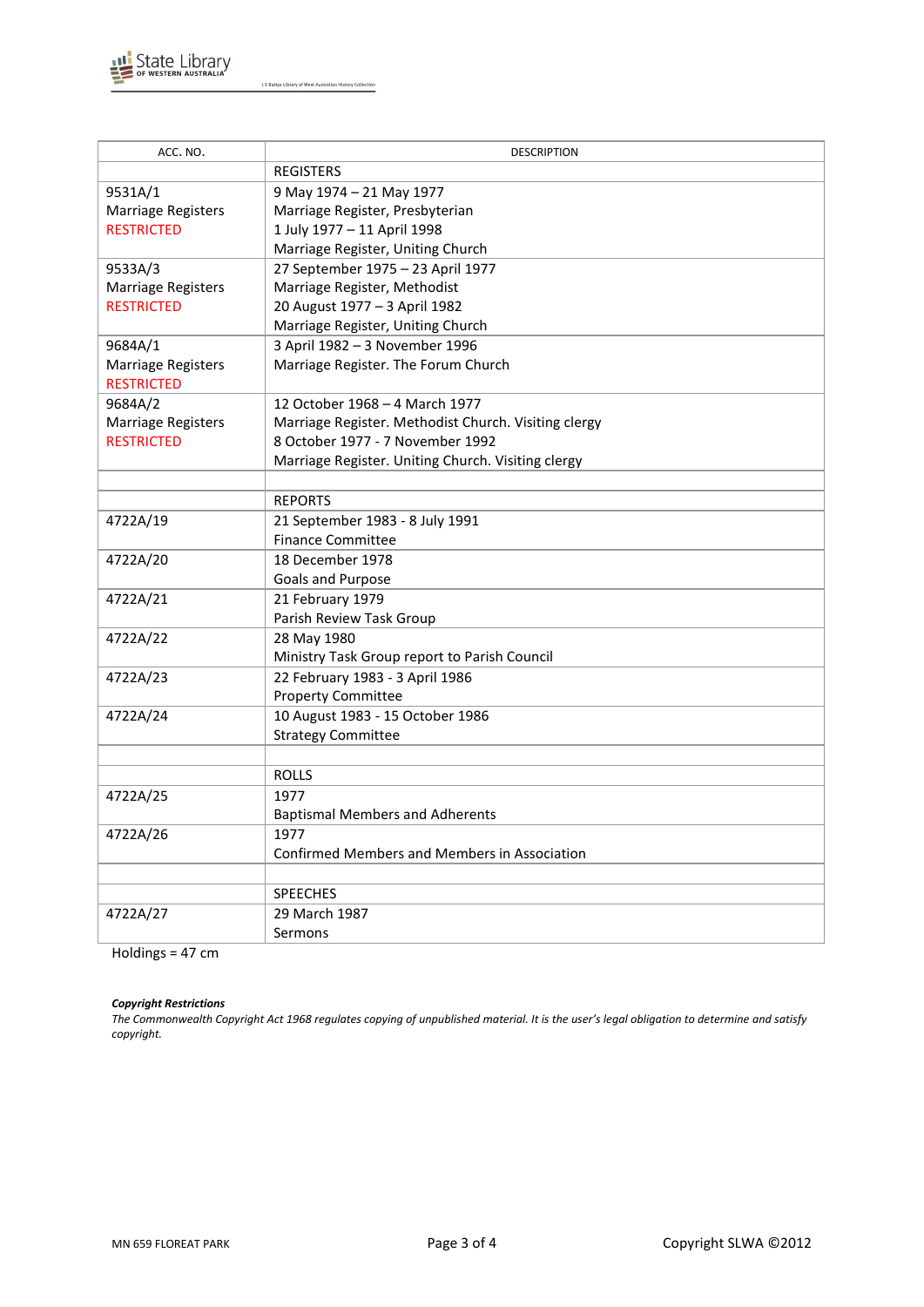| ACC. NO. | DESCRIPTION |
|---|---|
| | REGISTERS |
| 9531A/1<br>Marriage Registers<br>RESTRICTED | 9 May 1974 – 21 May 1977<br>Marriage Register, Presbyterian<br>1 July 1977 – 11 April 1998<br>Marriage Register, Uniting Church |
| 9533A/3<br>Marriage Registers<br>RESTRICTED | 27 September 1975 – 23 April 1977<br>Marriage Register, Methodist<br>20 August 1977 – 3 April 1982<br>Marriage Register, Uniting Church |
| 9684A/1<br>Marriage Registers<br>RESTRICTED | 3 April 1982 – 3 November 1996<br>Marriage Register. The Forum Church |
| 9684A/2<br>Marriage Registers<br>RESTRICTED | 12 October 1968 – 4 March 1977<br>Marriage Register. Methodist Church. Visiting clergy<br>8 October 1977 - 7 November 1992<br>Marriage Register. Uniting Church. Visiting clergy |
| | |
| | REPORTS |
| 4722A/19 | 21 September 1983 - 8 July 1991<br>Finance Committee |
| 4722A/20 | 18 December 1978<br>Goals and Purpose |
| 4722A/21 | 21 February 1979<br>Parish Review Task Group |
| 4722A/22 | 28 May 1980<br>Ministry Task Group report to Parish Council |
| 4722A/23 | 22 February 1983 - 3 April 1986<br>Property Committee |
| 4722A/24 | 10 August 1983 - 15 October 1986<br>Strategy Committee |
| | |
| | ROLLS |
| 4722A/25 | 1977<br>Baptismal Members and Adherents |
| 4722A/26 | 1977<br>Confirmed Members and Members in Association |
| | |
| | SPEECHES |
| 4722A/27 | 29 March 1987<br>Sermons |

Holdings = 47 cm

***Copyright Restrictions***

*The Commonwealth Copyright Act 1968 regulates copying of unpublished material. It is the user's legal obligation to determine and satisfy copyright.*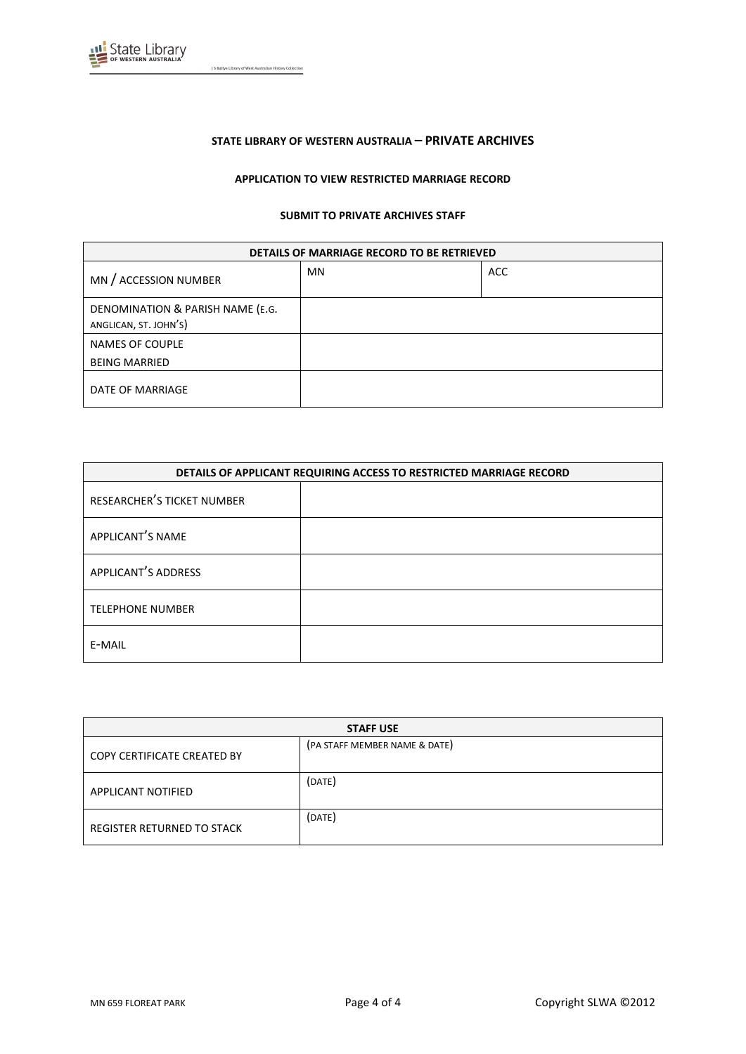**STATE LIBRARY OF WESTERN AUSTRALIA – PRIVATE ARCHIVES**

**APPLICATION TO VIEW RESTRICTED MARRIAGE RECORD**

**SUBMIT TO PRIVATE ARCHIVES STAFF**

| DETAILS OF MARRIAGE RECORD TO BE RETRIEVED | | |
|---|---|---|
| MN / ACCESSION NUMBER | MN | ACC |
| DENOMINATION & PARISH NAME (E.G. ANGLICAN, ST. JOHN'S) | | |
| NAMES OF COUPLE BEING MARRIED | | |
| DATE OF MARRIAGE | | |

| DETAILS OF APPLICANT REQUIRING ACCESS TO RESTRICTED MARRIAGE RECORD | |
|---|---|
| RESEARCHER'S TICKET NUMBER | |
| APPLICANT'S NAME | |
| APPLICANT'S ADDRESS | |
| TELEPHONE NUMBER | |
| E-MAIL | |

| STAFF USE | |
|---|---|
| COPY CERTIFICATE CREATED BY | (PA STAFF MEMBER NAME & DATE) |
| APPLICANT NOTIFIED | (DATE) |
| REGISTER RETURNED TO STACK | (DATE) |